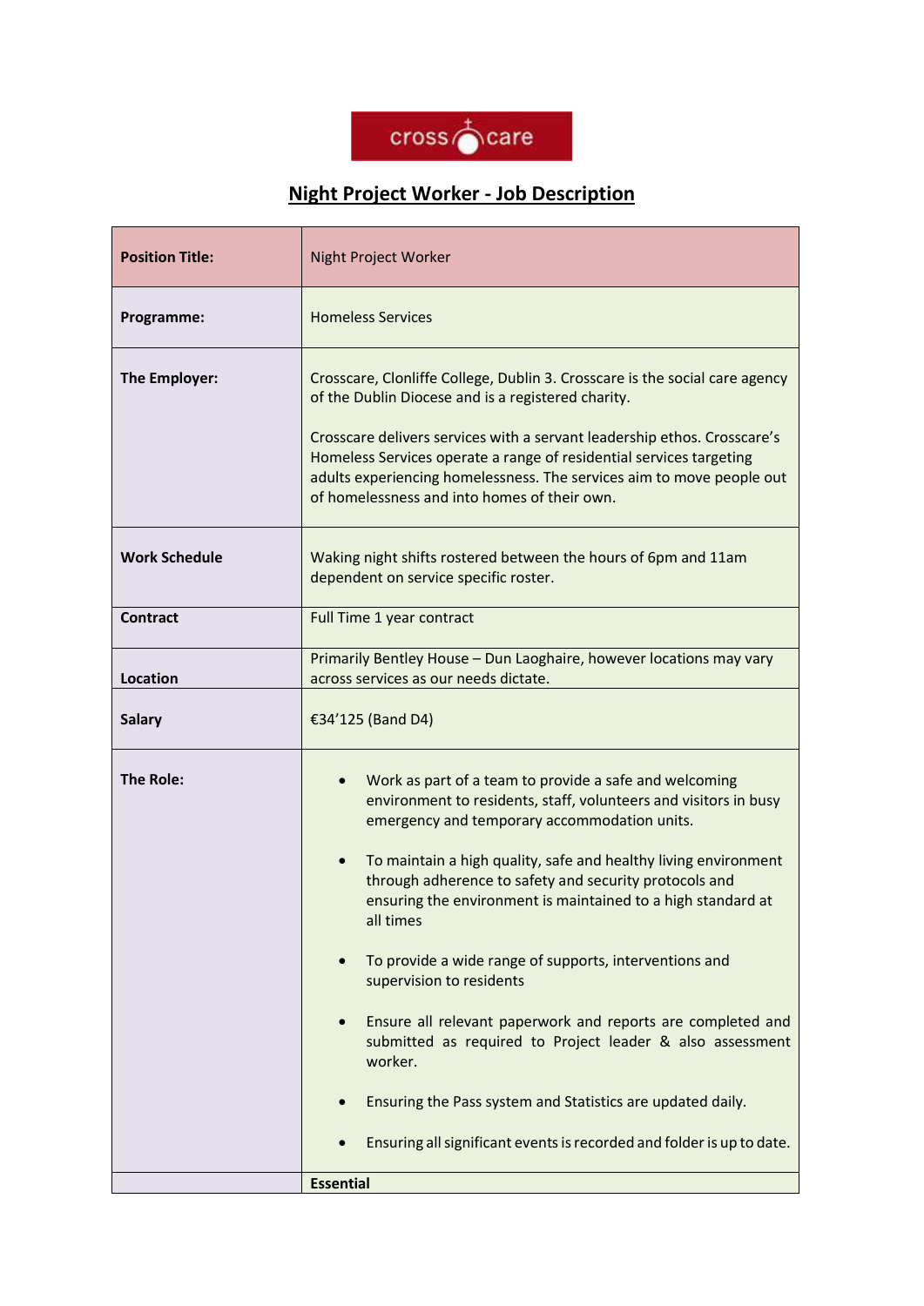# Night Project Worker - Job Description

| | |
|---|---|
| **Position Title:** | Night Project Worker |
| **Programme:** | Homeless Services |
| **The Employer:** | Crosscare, Clonliffe College, Dublin 3. Crosscare is the social care agency of the Dublin Diocese and is a registered charity.<br><br>Crosscare delivers services with a servant leadership ethos. Crosscare's Homeless Services operate a range of residential services targeting adults experiencing homelessness. The services aim to move people out of homelessness and into homes of their own. |
| **Work Schedule** | Waking night shifts rostered between the hours of 6pm and 11am dependent on service specific roster. |
| **Contract** | Full Time 1 year contract |
| **Location** | Primarily Bentley House – Dun Laoghaire, however locations may vary across services as our needs dictate. |
| **Salary** | €34'125 (Band D4) |
| **The Role:** | • Work as part of a team to provide a safe and welcoming environment to residents, staff, volunteers and visitors in busy emergency and temporary accommodation units.<br><br>• To maintain a high quality, safe and healthy living environment through adherence to safety and security protocols and ensuring the environment is maintained to a high standard at all times<br><br>• To provide a wide range of supports, interventions and supervision to residents<br><br>• Ensure all relevant paperwork and reports are completed and submitted as required to Project leader & also assessment worker.<br><br>• Ensuring the Pass system and Statistics are updated daily.<br><br>• Ensuring all significant events is recorded and folder is up to date. |
| | **Essential** |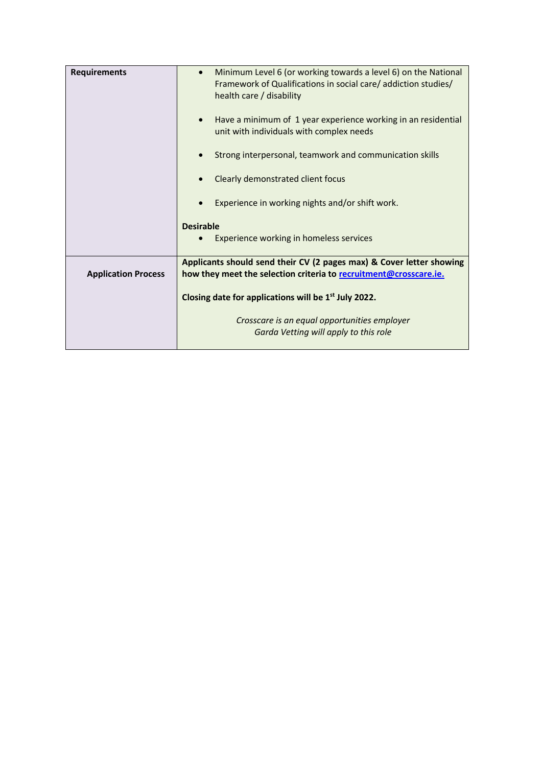| | |
|---|---|
| **Requirements** | • Minimum Level 6 (or working towards a level 6) on the National Framework of Qualifications in social care/ addiction studies/ health care / disability<br><br>• Have a minimum of 1 year experience working in an residential unit with individuals with complex needs<br><br>• Strong interpersonal, teamwork and communication skills<br><br>• Clearly demonstrated client focus<br><br>• Experience in working nights and/or shift work.<br><br>**Desirable**<br>• Experience working in homeless services |
| **Application Process** | **Applicants should send their CV (2 pages max) & Cover letter showing how they meet the selection criteria to recruitment@crosscare.ie.**<br><br>**Closing date for applications will be 1st July 2022.**<br><br>*Crosscare is an equal opportunities employer*<br>*Garda Vetting will apply to this role* |